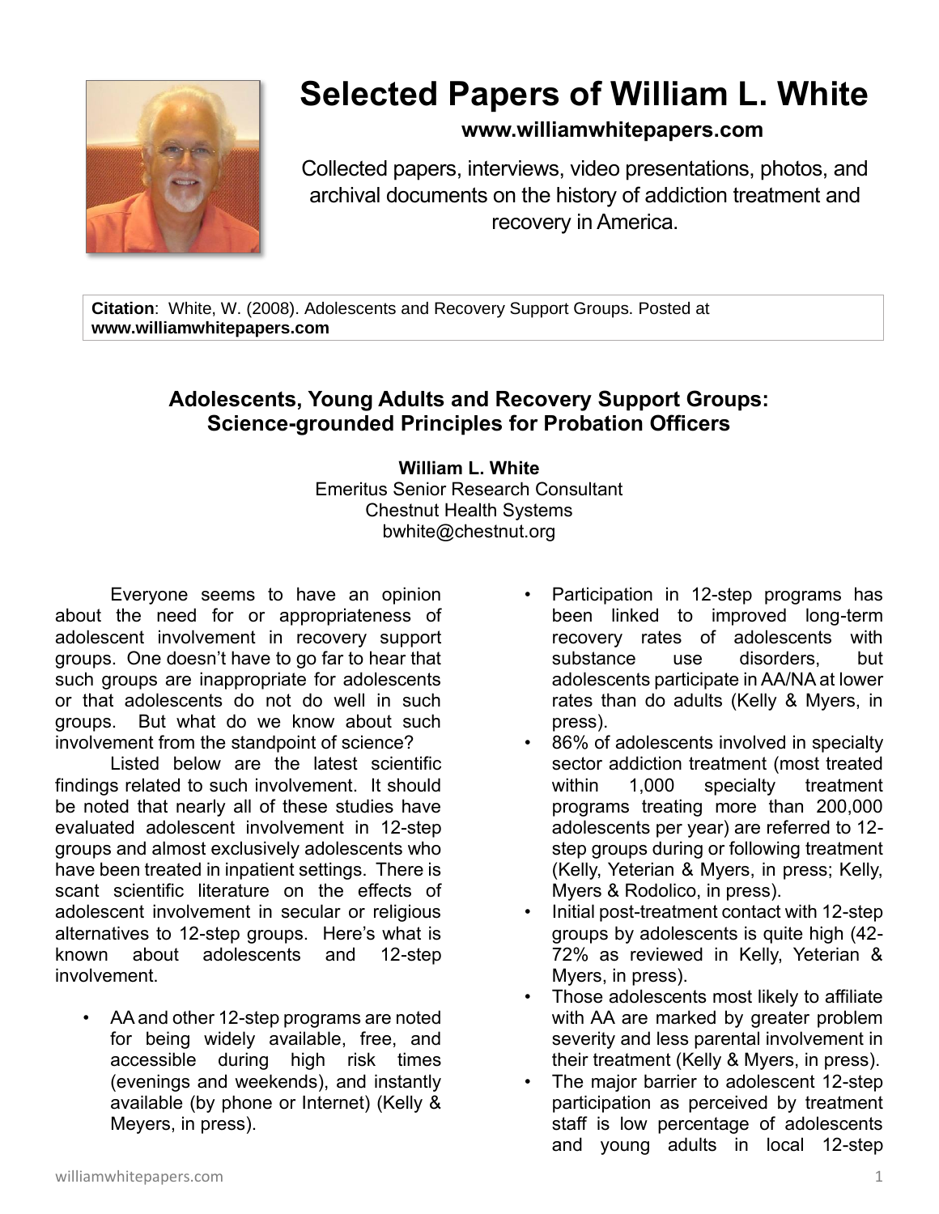# Selected Papers of William L. White

**www.williamwhitepapers.com**

Collected papers, interviews, video presentations, photos, and archival documents on the history of addiction treatment and recovery in America.

**Citation**: White, W. (2008). Adolescents and Recovery Support Groups. Posted at **www.williamwhitepapers.com**

## Adolescents, Young Adults and Recovery Support Groups: Science-grounded Principles for Probation Officers

**William L. White**
Emeritus Senior Research Consultant
Chestnut Health Systems
bwhite@chestnut.org

Everyone seems to have an opinion about the need for or appropriateness of adolescent involvement in recovery support groups. One doesn't have to go far to hear that such groups are inappropriate for adolescents or that adolescents do not do well in such groups. But what do we know about such involvement from the standpoint of science?

Listed below are the latest scientific findings related to such involvement. It should be noted that nearly all of these studies have evaluated adolescent involvement in 12-step groups and almost exclusively adolescents who have been treated in inpatient settings. There is scant scientific literature on the effects of adolescent involvement in secular or religious alternatives to 12-step groups. Here's what is known about adolescents and 12-step involvement.

- AA and other 12-step programs are noted for being widely available, free, and accessible during high risk times (evenings and weekends), and instantly available (by phone or Internet) (Kelly & Meyers, in press).
- Participation in 12-step programs has been linked to improved long-term recovery rates of adolescents with substance use disorders, but adolescents participate in AA/NA at lower rates than do adults (Kelly & Myers, in press).
- 86% of adolescents involved in specialty sector addiction treatment (most treated within 1,000 specialty treatment programs treating more than 200,000 adolescents per year) are referred to 12-step groups during or following treatment (Kelly, Yeterian & Myers, in press; Kelly, Myers & Rodolico, in press).
- Initial post-treatment contact with 12-step groups by adolescents is quite high (42-72% as reviewed in Kelly, Yeterian & Myers, in press).
- Those adolescents most likely to affiliate with AA are marked by greater problem severity and less parental involvement in their treatment (Kelly & Myers, in press).
- The major barrier to adolescent 12-step participation as perceived by treatment staff is low percentage of adolescents and young adults in local 12-step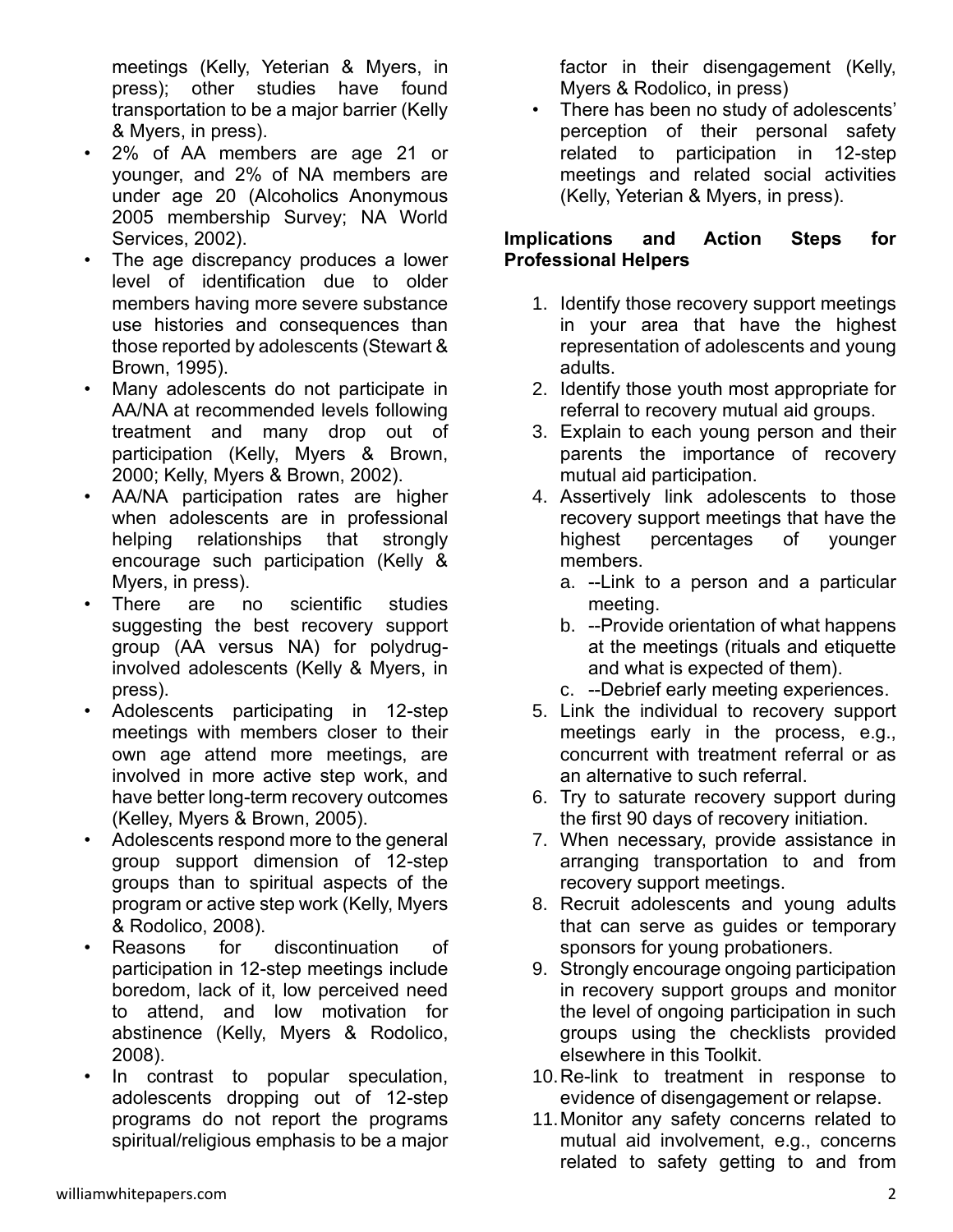meetings (Kelly, Yeterian & Myers, in press); other studies have found transportation to be a major barrier (Kelly & Myers, in press).

- 2% of AA members are age 21 or younger, and 2% of NA members are under age 20 (Alcoholics Anonymous 2005 membership Survey; NA World Services, 2002).
- The age discrepancy produces a lower level of identification due to older members having more severe substance use histories and consequences than those reported by adolescents (Stewart & Brown, 1995).
- Many adolescents do not participate in AA/NA at recommended levels following treatment and many drop out of participation (Kelly, Myers & Brown, 2000; Kelly, Myers & Brown, 2002).
- AA/NA participation rates are higher when adolescents are in professional helping relationships that strongly encourage such participation (Kelly & Myers, in press).
- There are no scientific studies suggesting the best recovery support group (AA versus NA) for polydrug-involved adolescents (Kelly & Myers, in press).
- Adolescents participating in 12-step meetings with members closer to their own age attend more meetings, are involved in more active step work, and have better long-term recovery outcomes (Kelley, Myers & Brown, 2005).
- Adolescents respond more to the general group support dimension of 12-step groups than to spiritual aspects of the program or active step work (Kelly, Myers & Rodolico, 2008).
- Reasons for discontinuation of participation in 12-step meetings include boredom, lack of it, low perceived need to attend, and low motivation for abstinence (Kelly, Myers & Rodolico, 2008).
- In contrast to popular speculation, adolescents dropping out of 12-step programs do not report the programs spiritual/religious emphasis to be a major factor in their disengagement (Kelly, Myers & Rodolico, in press)
- There has been no study of adolescents' perception of their personal safety related to participation in 12-step meetings and related social activities (Kelly, Yeterian & Myers, in press).

**Implications and Action Steps for Professional Helpers**

1. Identify those recovery support meetings in your area that have the highest representation of adolescents and young adults.
2. Identify those youth most appropriate for referral to recovery mutual aid groups.
3. Explain to each young person and their parents the importance of recovery mutual aid participation.
4. Assertively link adolescents to those recovery support meetings that have the highest percentages of younger members.
   a. --Link to a person and a particular meeting.
   b. --Provide orientation of what happens at the meetings (rituals and etiquette and what is expected of them).
   c. --Debrief early meeting experiences.
5. Link the individual to recovery support meetings early in the process, e.g., concurrent with treatment referral or as an alternative to such referral.
6. Try to saturate recovery support during the first 90 days of recovery initiation.
7. When necessary, provide assistance in arranging transportation to and from recovery support meetings.
8. Recruit adolescents and young adults that can serve as guides or temporary sponsors for young probationers.
9. Strongly encourage ongoing participation in recovery support groups and monitor the level of ongoing participation in such groups using the checklists provided elsewhere in this Toolkit.
10. Re-link to treatment in response to evidence of disengagement or relapse.
11. Monitor any safety concerns related to mutual aid involvement, e.g., concerns related to safety getting to and from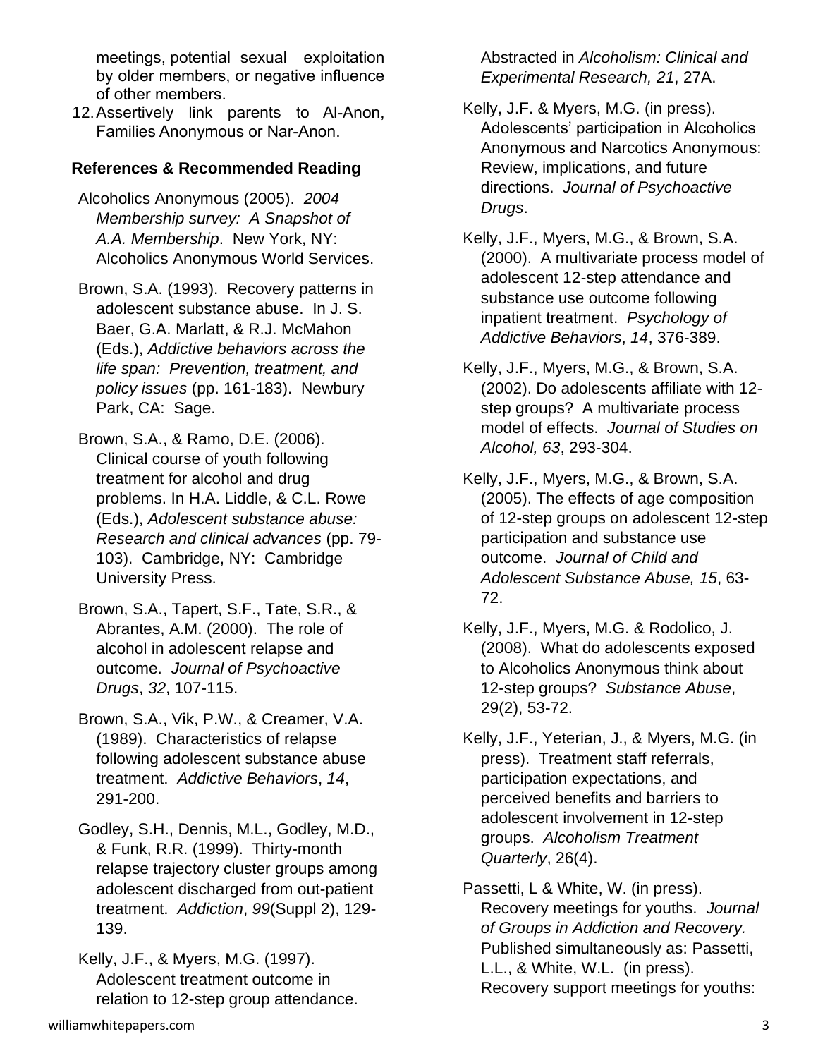meetings, potential sexual exploitation by older members, or negative influence of other members.

12. Assertively link parents to Al-Anon, Families Anonymous or Nar-Anon.

### References & Recommended Reading

Alcoholics Anonymous (2005). *2004 Membership survey: A Snapshot of A.A. Membership*. New York, NY: Alcoholics Anonymous World Services.

Brown, S.A. (1993). Recovery patterns in adolescent substance abuse. In J. S. Baer, G.A. Marlatt, & R.J. McMahon (Eds.), *Addictive behaviors across the life span: Prevention, treatment, and policy issues* (pp. 161-183). Newbury Park, CA: Sage.

Brown, S.A., & Ramo, D.E. (2006). Clinical course of youth following treatment for alcohol and drug problems. In H.A. Liddle, & C.L. Rowe (Eds.), *Adolescent substance abuse: Research and clinical advances* (pp. 79-103). Cambridge, NY: Cambridge University Press.

Brown, S.A., Tapert, S.F., Tate, S.R., & Abrantes, A.M. (2000). The role of alcohol in adolescent relapse and outcome. *Journal of Psychoactive Drugs*, *32*, 107-115.

Brown, S.A., Vik, P.W., & Creamer, V.A. (1989). Characteristics of relapse following adolescent substance abuse treatment. *Addictive Behaviors*, *14*, 291-200.

Godley, S.H., Dennis, M.L., Godley, M.D., & Funk, R.R. (1999). Thirty-month relapse trajectory cluster groups among adolescent discharged from out-patient treatment. *Addiction*, *99*(Suppl 2), 129-139.

Kelly, J.F., & Myers, M.G. (1997). Adolescent treatment outcome in relation to 12-step group attendance. Abstracted in *Alcoholism: Clinical and Experimental Research, 21*, 27A.

Kelly, J.F. & Myers, M.G. (in press). Adolescents' participation in Alcoholics Anonymous and Narcotics Anonymous: Review, implications, and future directions. *Journal of Psychoactive Drugs*.

Kelly, J.F., Myers, M.G., & Brown, S.A. (2000). A multivariate process model of adolescent 12-step attendance and substance use outcome following inpatient treatment. *Psychology of Addictive Behaviors*, *14*, 376-389.

Kelly, J.F., Myers, M.G., & Brown, S.A. (2002). Do adolescents affiliate with 12-step groups? A multivariate process model of effects. *Journal of Studies on Alcohol, 63*, 293-304.

Kelly, J.F., Myers, M.G., & Brown, S.A. (2005). The effects of age composition of 12-step groups on adolescent 12-step participation and substance use outcome. *Journal of Child and Adolescent Substance Abuse, 15*, 63-72.

Kelly, J.F., Myers, M.G. & Rodolico, J. (2008). What do adolescents exposed to Alcoholics Anonymous think about 12-step groups? *Substance Abuse*, 29(2), 53-72.

Kelly, J.F., Yeterian, J., & Myers, M.G. (in press). Treatment staff referrals, participation expectations, and perceived benefits and barriers to adolescent involvement in 12-step groups. *Alcoholism Treatment Quarterly*, 26(4).

Passetti, L & White, W. (in press). Recovery meetings for youths. *Journal of Groups in Addiction and Recovery.* Published simultaneously as: Passetti, L.L., & White, W.L. (in press). Recovery support meetings for youths: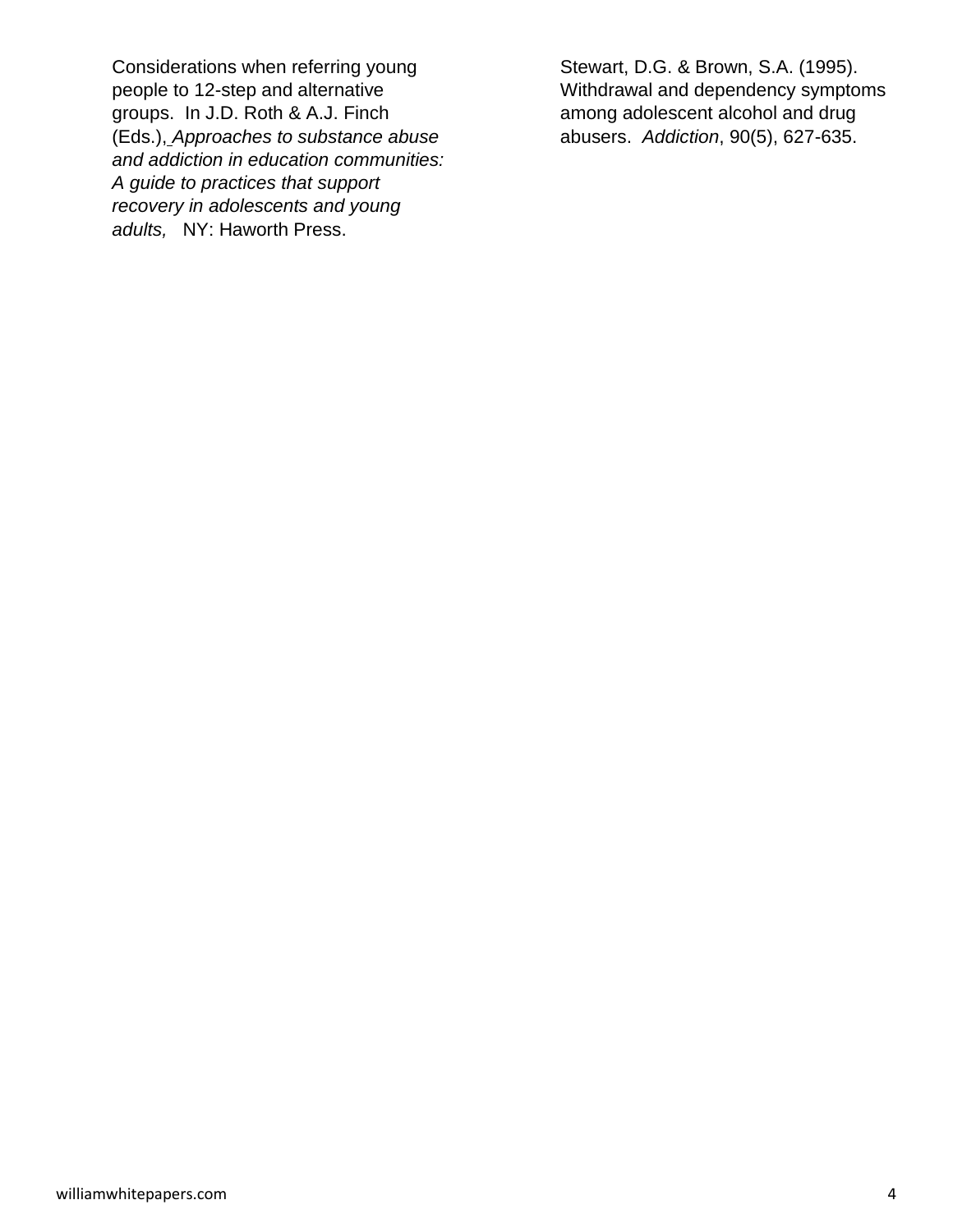Considerations when referring young people to 12-step and alternative groups. In J.D. Roth & A.J. Finch (Eds.), *Approaches to substance abuse and addiction in education communities: A guide to practices that support recovery in adolescents and young adults,* NY: Haworth Press.

Stewart, D.G. & Brown, S.A. (1995). Withdrawal and dependency symptoms among adolescent alcohol and drug abusers. *Addiction*, 90(5), 627-635.